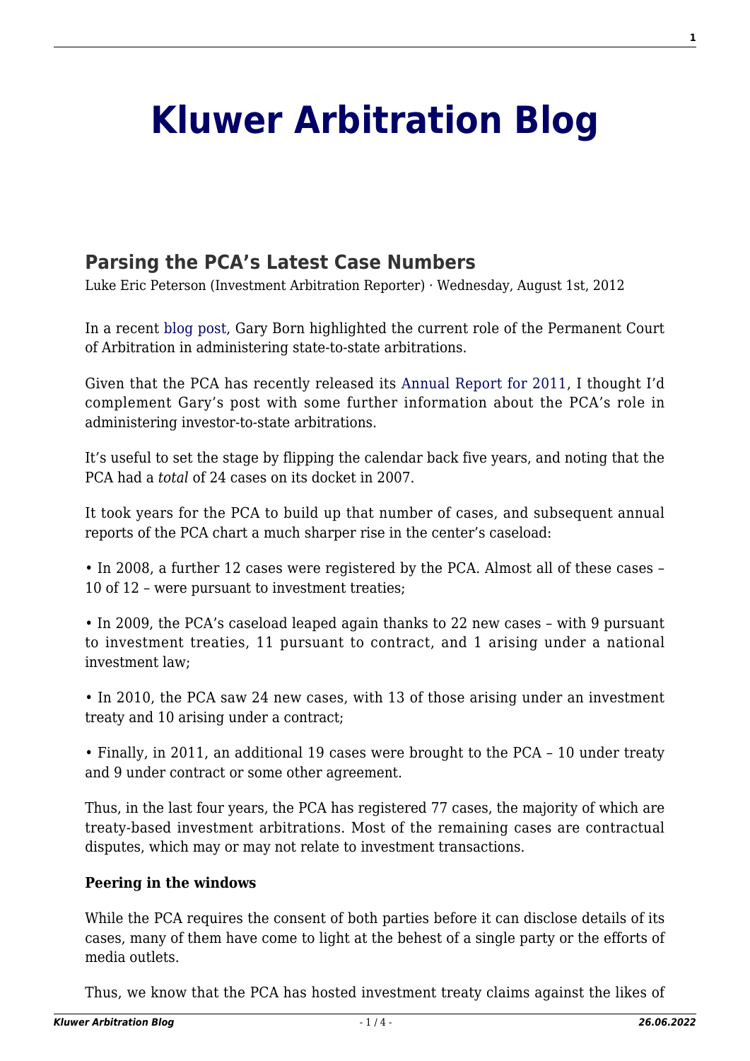# Kluwer Arbitration Blog

## Parsing the PCA's Latest Case Numbers

Luke Eric Peterson (Investment Arbitration Reporter) · Wednesday, August 1st, 2012

In a recent blog post, Gary Born highlighted the current role of the Permanent Court of Arbitration in administering state-to-state arbitrations.

Given that the PCA has recently released its Annual Report for 2011, I thought I'd complement Gary's post with some further information about the PCA's role in administering investor-to-state arbitrations.

It's useful to set the stage by flipping the calendar back five years, and noting that the PCA had a *total* of 24 cases on its docket in 2007.

It took years for the PCA to build up that number of cases, and subsequent annual reports of the PCA chart a much sharper rise in the center's caseload:

- In 2008, a further 12 cases were registered by the PCA. Almost all of these cases – 10 of 12 – were pursuant to investment treaties;
- In 2009, the PCA's caseload leaped again thanks to 22 new cases – with 9 pursuant to investment treaties, 11 pursuant to contract, and 1 arising under a national investment law;
- In 2010, the PCA saw 24 new cases, with 13 of those arising under an investment treaty and 10 arising under a contract;
- Finally, in 2011, an additional 19 cases were brought to the PCA – 10 under treaty and 9 under contract or some other agreement.

Thus, in the last four years, the PCA has registered 77 cases, the majority of which are treaty-based investment arbitrations. Most of the remaining cases are contractual disputes, which may or may not relate to investment transactions.

**Peering in the windows**

While the PCA requires the consent of both parties before it can disclose details of its cases, many of them have come to light at the behest of a single party or the efforts of media outlets.

Thus, we know that the PCA has hosted investment treaty claims against the likes of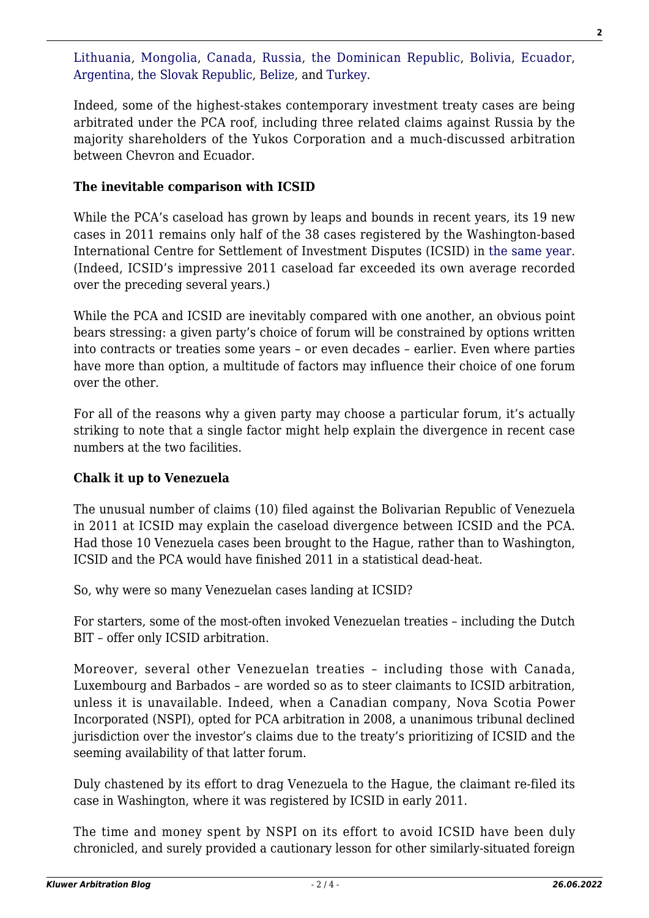Lithuania, Mongolia, Canada, Russia, the Dominican Republic, Bolivia, Ecuador, Argentina, the Slovak Republic, Belize, and Turkey.

Indeed, some of the highest-stakes contemporary investment treaty cases are being arbitrated under the PCA roof, including three related claims against Russia by the majority shareholders of the Yukos Corporation and a much-discussed arbitration between Chevron and Ecuador.

**The inevitable comparison with ICSID**

While the PCA's caseload has grown by leaps and bounds in recent years, its 19 new cases in 2011 remains only half of the 38 cases registered by the Washington-based International Centre for Settlement of Investment Disputes (ICSID) in the same year. (Indeed, ICSID's impressive 2011 caseload far exceeded its own average recorded over the preceding several years.)

While the PCA and ICSID are inevitably compared with one another, an obvious point bears stressing: a given party's choice of forum will be constrained by options written into contracts or treaties some years – or even decades – earlier. Even where parties have more than option, a multitude of factors may influence their choice of one forum over the other.

For all of the reasons why a given party may choose a particular forum, it's actually striking to note that a single factor might help explain the divergence in recent case numbers at the two facilities.

**Chalk it up to Venezuela**

The unusual number of claims (10) filed against the Bolivarian Republic of Venezuela in 2011 at ICSID may explain the caseload divergence between ICSID and the PCA. Had those 10 Venezuela cases been brought to the Hague, rather than to Washington, ICSID and the PCA would have finished 2011 in a statistical dead-heat.

So, why were so many Venezuelan cases landing at ICSID?

For starters, some of the most-often invoked Venezuelan treaties – including the Dutch BIT – offer only ICSID arbitration.

Moreover, several other Venezuelan treaties – including those with Canada, Luxembourg and Barbados – are worded so as to steer claimants to ICSID arbitration, unless it is unavailable. Indeed, when a Canadian company, Nova Scotia Power Incorporated (NSPI), opted for PCA arbitration in 2008, a unanimous tribunal declined jurisdiction over the investor's claims due to the treaty's prioritizing of ICSID and the seeming availability of that latter forum.

Duly chastened by its effort to drag Venezuela to the Hague, the claimant re-filed its case in Washington, where it was registered by ICSID in early 2011.

The time and money spent by NSPI on its effort to avoid ICSID have been duly chronicled, and surely provided a cautionary lesson for other similarly-situated foreign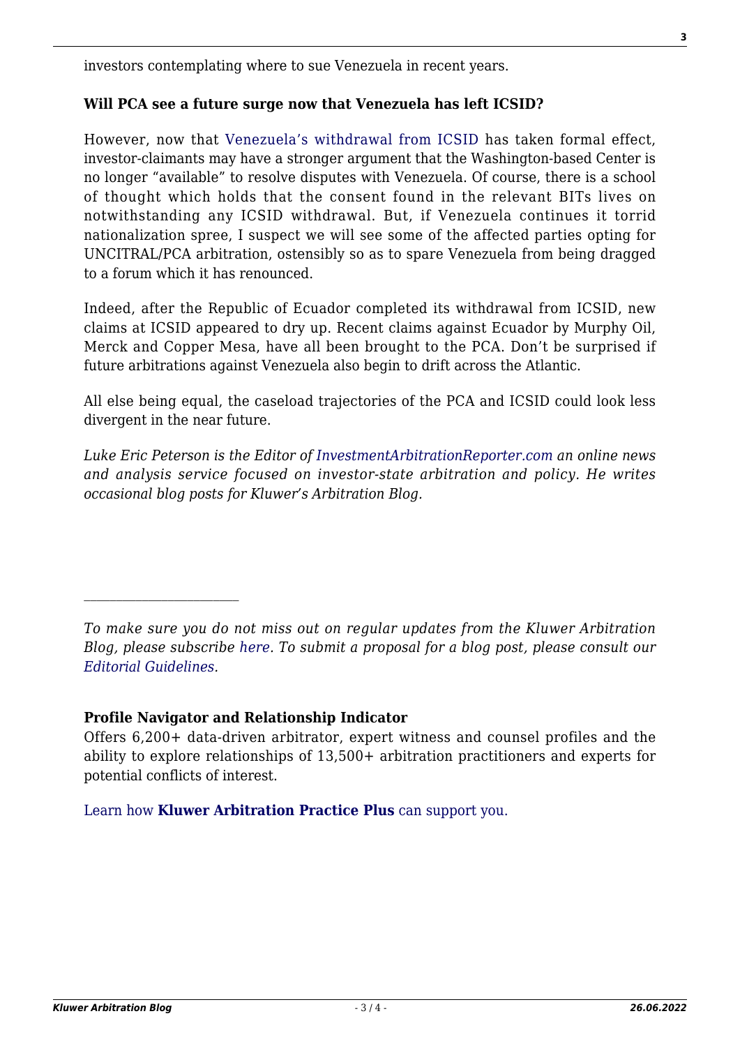investors contemplating where to sue Venezuela in recent years.

**Will PCA see a future surge now that Venezuela has left ICSID?**

However, now that Venezuela's withdrawal from ICSID has taken formal effect, investor-claimants may have a stronger argument that the Washington-based Center is no longer "available" to resolve disputes with Venezuela. Of course, there is a school of thought which holds that the consent found in the relevant BITs lives on notwithstanding any ICSID withdrawal. But, if Venezuela continues it torrid nationalization spree, I suspect we will see some of the affected parties opting for UNCITRAL/PCA arbitration, ostensibly so as to spare Venezuela from being dragged to a forum which it has renounced.

Indeed, after the Republic of Ecuador completed its withdrawal from ICSID, new claims at ICSID appeared to dry up. Recent claims against Ecuador by Murphy Oil, Merck and Copper Mesa, have all been brought to the PCA. Don't be surprised if future arbitrations against Venezuela also begin to drift across the Atlantic.

All else being equal, the caseload trajectories of the PCA and ICSID could look less divergent in the near future.

*Luke Eric Peterson is the Editor of InvestmentArbitrationReporter.com an online news and analysis service focused on investor-state arbitration and policy. He writes occasional blog posts for Kluwer's Arbitration Blog.*

---

*To make sure you do not miss out on regular updates from the Kluwer Arbitration Blog, please subscribe here. To submit a proposal for a blog post, please consult our Editorial Guidelines.*

**Profile Navigator and Relationship Indicator**

Offers 6,200+ data-driven arbitrator, expert witness and counsel profiles and the ability to explore relationships of 13,500+ arbitration practitioners and experts for potential conflicts of interest.

Learn how **Kluwer Arbitration Practice Plus** can support you.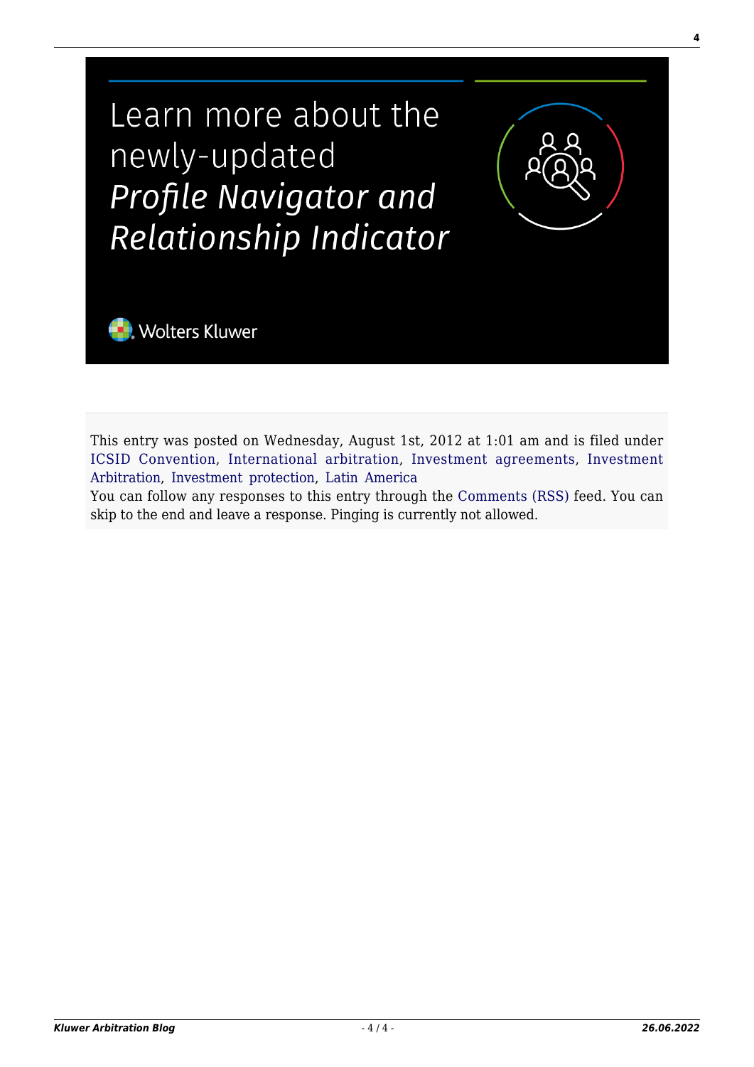Learn more about the newly-updated *Profile Navigator and Relationship Indicator*

Wolters Kluwer

This entry was posted on Wednesday, August 1st, 2012 at 1:01 am and is filed under ICSID Convention, International arbitration, Investment agreements, Investment Arbitration, Investment protection, Latin America
You can follow any responses to this entry through the Comments (RSS) feed. You can skip to the end and leave a response. Pinging is currently not allowed.